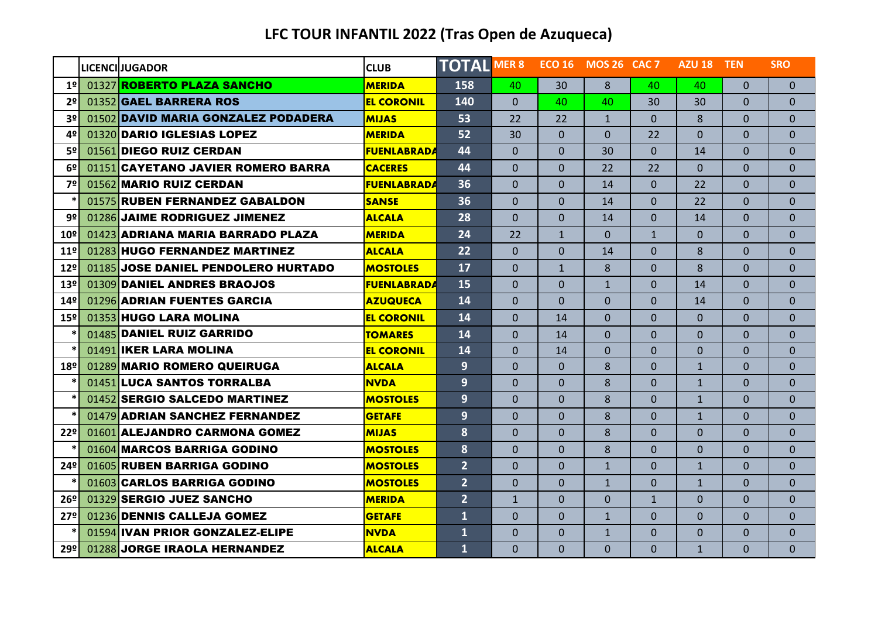# LFC TOUR INFANTIL 2022 (Tras Open de Azuqueca)

| | LICENCI | JUGADOR | CLUB | TOTAL | MER 8 | ECO 16 | MOS 26 | CAC 7 | AZU 18 | TEN | SRO |
|---|---|---|---|---|---|---|---|---|---|---|---|
| 1º | 01327 | ROBERTO PLAZA SANCHO | MERIDA | 158 | 40 | 30 | 8 | 40 | 40 | 0 | 0 |
| 2º | 01352 | GAEL BARRERA ROS | EL CORONIL | 140 | 0 | 40 | 40 | 30 | 30 | 0 | 0 |
| 3º | 01502 | DAVID MARIA GONZALEZ PODADERA | MIJAS | 53 | 22 | 22 | 1 | 0 | 8 | 0 | 0 |
| 4º | 01320 | DARIO IGLESIAS LOPEZ | MERIDA | 52 | 30 | 0 | 0 | 22 | 0 | 0 | 0 |
| 5º | 01561 | DIEGO RUIZ CERDAN | FUENLABRADA | 44 | 0 | 0 | 30 | 0 | 14 | 0 | 0 |
| 6º | 01151 | CAYETANO JAVIER ROMERO BARRA | CACERES | 44 | 0 | 0 | 22 | 22 | 0 | 0 | 0 |
| 7º | 01562 | MARIO RUIZ CERDAN | FUENLABRADA | 36 | 0 | 0 | 14 | 0 | 22 | 0 | 0 |
| * | 01575 | RUBEN FERNANDEZ GABALDON | SANSE | 36 | 0 | 0 | 14 | 0 | 22 | 0 | 0 |
| 9º | 01286 | JAIME RODRIGUEZ JIMENEZ | ALCALA | 28 | 0 | 0 | 14 | 0 | 14 | 0 | 0 |
| 10º | 01423 | ADRIANA MARIA BARRADO PLAZA | MERIDA | 24 | 22 | 1 | 0 | 1 | 0 | 0 | 0 |
| 11º | 01283 | HUGO FERNANDEZ MARTINEZ | ALCALA | 22 | 0 | 0 | 14 | 0 | 8 | 0 | 0 |
| 12º | 01185 | JOSE DANIEL PENDOLERO HURTADO | MOSTOLES | 17 | 0 | 1 | 8 | 0 | 8 | 0 | 0 |
| 13º | 01309 | DANIEL ANDRES BRAOJOS | FUENLABRADA | 15 | 0 | 0 | 1 | 0 | 14 | 0 | 0 |
| 14º | 01296 | ADRIAN FUENTES GARCIA | AZUQUECA | 14 | 0 | 0 | 0 | 0 | 14 | 0 | 0 |
| 15º | 01353 | HUGO LARA MOLINA | EL CORONIL | 14 | 0 | 14 | 0 | 0 | 0 | 0 | 0 |
| * | 01485 | DANIEL RUIZ GARRIDO | TOMARES | 14 | 0 | 14 | 0 | 0 | 0 | 0 | 0 |
| * | 01491 | IKER LARA MOLINA | EL CORONIL | 14 | 0 | 14 | 0 | 0 | 0 | 0 | 0 |
| 18º | 01289 | MARIO ROMERO QUEIRUGA | ALCALA | 9 | 0 | 0 | 8 | 0 | 1 | 0 | 0 |
| * | 01451 | LUCA SANTOS TORRALBA | NVDA | 9 | 0 | 0 | 8 | 0 | 1 | 0 | 0 |
| * | 01452 | SERGIO SALCEDO MARTINEZ | MOSTOLES | 9 | 0 | 0 | 8 | 0 | 1 | 0 | 0 |
| * | 01479 | ADRIAN SANCHEZ FERNANDEZ | GETAFE | 9 | 0 | 0 | 8 | 0 | 1 | 0 | 0 |
| 22º | 01601 | ALEJANDRO CARMONA GOMEZ | MIJAS | 8 | 0 | 0 | 8 | 0 | 0 | 0 | 0 |
| * | 01604 | MARCOS BARRIGA GODINO | MOSTOLES | 8 | 0 | 0 | 8 | 0 | 0 | 0 | 0 |
| 24º | 01605 | RUBEN BARRIGA GODINO | MOSTOLES | 2 | 0 | 0 | 1 | 0 | 1 | 0 | 0 |
| * | 01603 | CARLOS BARRIGA GODINO | MOSTOLES | 2 | 0 | 0 | 1 | 0 | 1 | 0 | 0 |
| 26º | 01329 | SERGIO JUEZ SANCHO | MERIDA | 2 | 1 | 0 | 0 | 1 | 0 | 0 | 0 |
| 27º | 01236 | DENNIS CALLEJA GOMEZ | GETAFE | 1 | 0 | 0 | 1 | 0 | 0 | 0 | 0 |
| * | 01594 | IVAN PRIOR GONZALEZ-ELIPE | NVDA | 1 | 0 | 0 | 1 | 0 | 0 | 0 | 0 |
| 29º | 01288 | JORGE IRAOLA HERNANDEZ | ALCALA | 1 | 0 | 0 | 0 | 0 | 1 | 0 | 0 |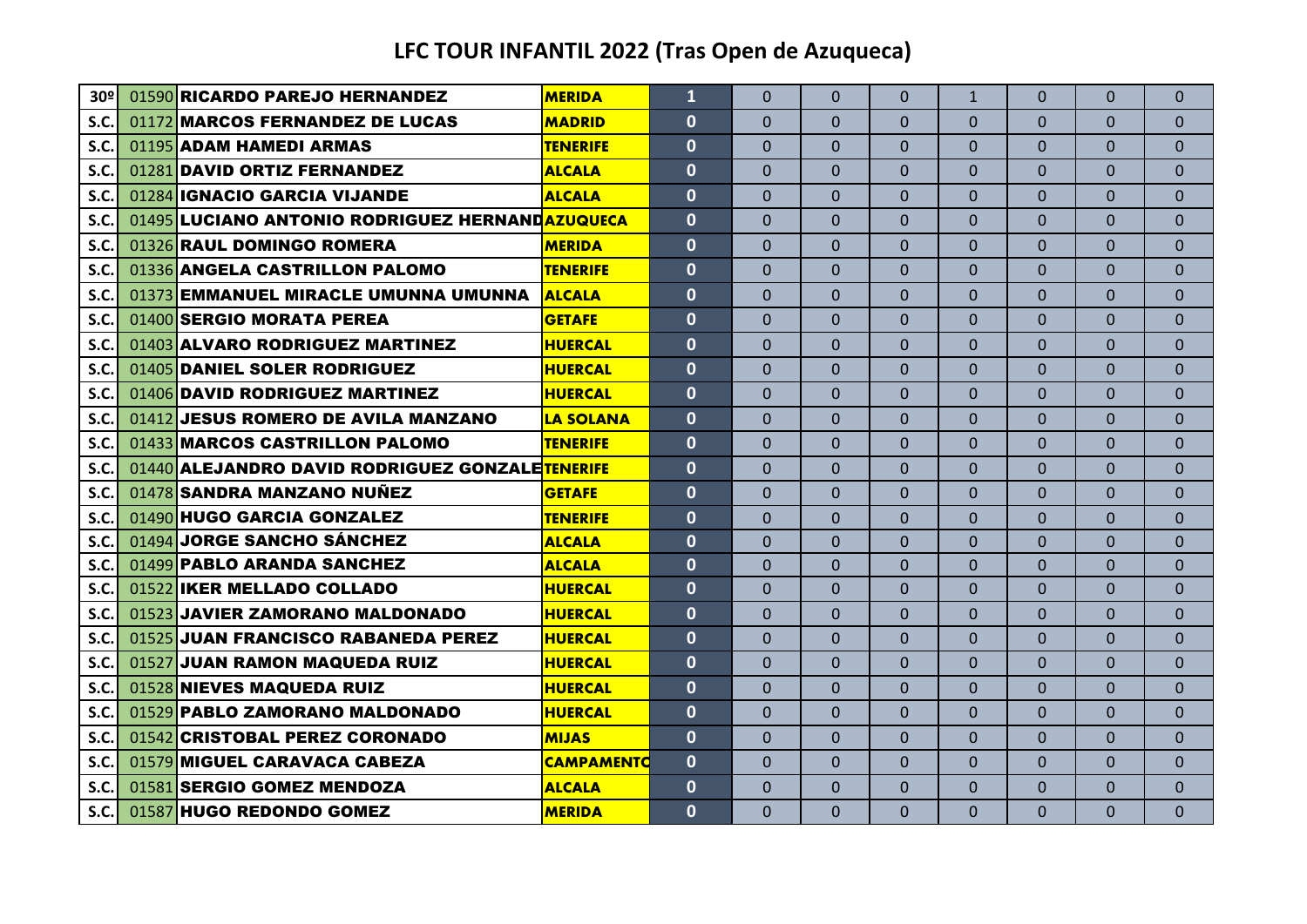## LFC TOUR INFANTIL 2022 (Tras Open de Azuqueca)

| | | | | | | | | | | | |
|---|---|---|---|---|---|---|---|---|---|---|---|
| 30º | 01590 | **RICARDO PAREJO HERNANDEZ** | **MERIDA** | 1 | 0 | 0 | 0 | 1 | 0 | 0 | 0 |
| S.C. | 01172 | **MARCOS FERNANDEZ DE LUCAS** | **MADRID** | 0 | 0 | 0 | 0 | 0 | 0 | 0 | 0 |
| S.C. | 01195 | **ADAM HAMEDI ARMAS** | **TENERIFE** | 0 | 0 | 0 | 0 | 0 | 0 | 0 | 0 |
| S.C. | 01281 | **DAVID ORTIZ FERNANDEZ** | **ALCALA** | 0 | 0 | 0 | 0 | 0 | 0 | 0 | 0 |
| S.C. | 01284 | **IGNACIO GARCIA VIJANDE** | **ALCALA** | 0 | 0 | 0 | 0 | 0 | 0 | 0 | 0 |
| S.C. | 01495 | **LUCIANO ANTONIO RODRIGUEZ HERNAND** | **AZUQUECA** | 0 | 0 | 0 | 0 | 0 | 0 | 0 | 0 |
| S.C. | 01326 | **RAUL DOMINGO ROMERA** | **MERIDA** | 0 | 0 | 0 | 0 | 0 | 0 | 0 | 0 |
| S.C. | 01336 | **ANGELA CASTRILLON PALOMO** | **TENERIFE** | 0 | 0 | 0 | 0 | 0 | 0 | 0 | 0 |
| S.C. | 01373 | **EMMANUEL MIRACLE UMUNNA UMUNNA** | **ALCALA** | 0 | 0 | 0 | 0 | 0 | 0 | 0 | 0 |
| S.C. | 01400 | **SERGIO MORATA PEREA** | **GETAFE** | 0 | 0 | 0 | 0 | 0 | 0 | 0 | 0 |
| S.C. | 01403 | **ALVARO RODRIGUEZ MARTINEZ** | **HUERCAL** | 0 | 0 | 0 | 0 | 0 | 0 | 0 | 0 |
| S.C. | 01405 | **DANIEL SOLER RODRIGUEZ** | **HUERCAL** | 0 | 0 | 0 | 0 | 0 | 0 | 0 | 0 |
| S.C. | 01406 | **DAVID RODRIGUEZ MARTINEZ** | **HUERCAL** | 0 | 0 | 0 | 0 | 0 | 0 | 0 | 0 |
| S.C. | 01412 | **JESUS ROMERO DE AVILA MANZANO** | **LA SOLANA** | 0 | 0 | 0 | 0 | 0 | 0 | 0 | 0 |
| S.C. | 01433 | **MARCOS CASTRILLON PALOMO** | **TENERIFE** | 0 | 0 | 0 | 0 | 0 | 0 | 0 | 0 |
| S.C. | 01440 | **ALEJANDRO DAVID RODRIGUEZ GONZALE** | **TENERIFE** | 0 | 0 | 0 | 0 | 0 | 0 | 0 | 0 |
| S.C. | 01478 | **SANDRA MANZANO NUÑEZ** | **GETAFE** | 0 | 0 | 0 | 0 | 0 | 0 | 0 | 0 |
| S.C. | 01490 | **HUGO GARCIA GONZALEZ** | **TENERIFE** | 0 | 0 | 0 | 0 | 0 | 0 | 0 | 0 |
| S.C. | 01494 | **JORGE SANCHO SÁNCHEZ** | **ALCALA** | 0 | 0 | 0 | 0 | 0 | 0 | 0 | 0 |
| S.C. | 01499 | **PABLO ARANDA SANCHEZ** | **ALCALA** | 0 | 0 | 0 | 0 | 0 | 0 | 0 | 0 |
| S.C. | 01522 | **IKER MELLADO COLLADO** | **HUERCAL** | 0 | 0 | 0 | 0 | 0 | 0 | 0 | 0 |
| S.C. | 01523 | **JAVIER ZAMORANO MALDONADO** | **HUERCAL** | 0 | 0 | 0 | 0 | 0 | 0 | 0 | 0 |
| S.C. | 01525 | **JUAN FRANCISCO RABANEDA PEREZ** | **HUERCAL** | 0 | 0 | 0 | 0 | 0 | 0 | 0 | 0 |
| S.C. | 01527 | **JUAN RAMON MAQUEDA RUIZ** | **HUERCAL** | 0 | 0 | 0 | 0 | 0 | 0 | 0 | 0 |
| S.C. | 01528 | **NIEVES MAQUEDA RUIZ** | **HUERCAL** | 0 | 0 | 0 | 0 | 0 | 0 | 0 | 0 |
| S.C. | 01529 | **PABLO ZAMORANO MALDONADO** | **HUERCAL** | 0 | 0 | 0 | 0 | 0 | 0 | 0 | 0 |
| S.C. | 01542 | **CRISTOBAL PEREZ CORONADO** | **MIJAS** | 0 | 0 | 0 | 0 | 0 | 0 | 0 | 0 |
| S.C. | 01579 | **MIGUEL CARAVACA CABEZA** | **CAMPAMENTO** | 0 | 0 | 0 | 0 | 0 | 0 | 0 | 0 |
| S.C. | 01581 | **SERGIO GOMEZ MENDOZA** | **ALCALA** | 0 | 0 | 0 | 0 | 0 | 0 | 0 | 0 |
| S.C. | 01587 | **HUGO REDONDO GOMEZ** | **MERIDA** | 0 | 0 | 0 | 0 | 0 | 0 | 0 | 0 |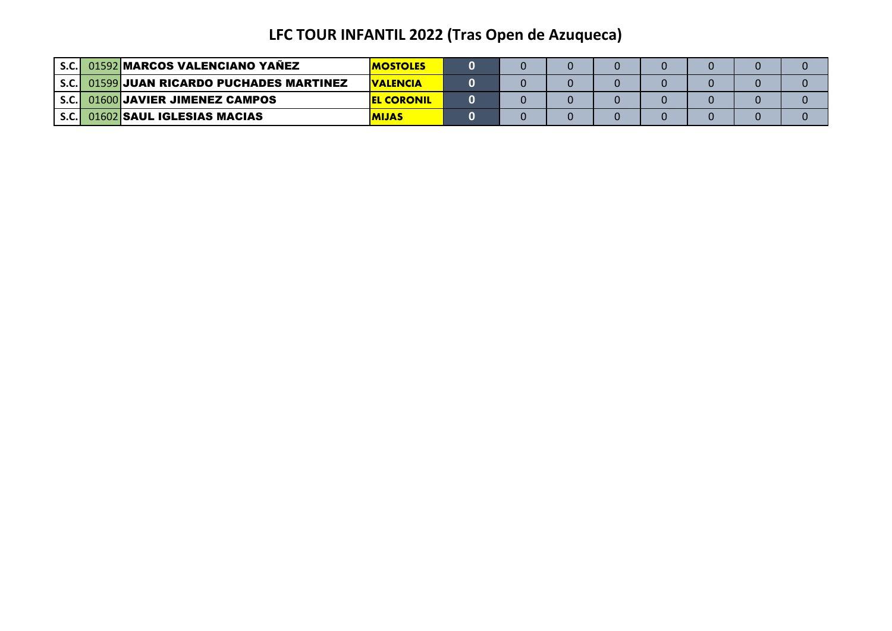## LFC TOUR INFANTIL 2022 (Tras Open de Azuqueca)

| | | | | | | | | | | | |
|---|---|---|---|---|---|---|---|---|---|---|---|
| S.C. | 01592 | MARCOS VALENCIANO YAÑEZ | MOSTOLES | 0 | 0 | 0 | 0 | 0 | 0 | 0 | 0 |
| S.C. | 01599 | JUAN RICARDO PUCHADES MARTINEZ | VALENCIA | 0 | 0 | 0 | 0 | 0 | 0 | 0 | 0 |
| S.C. | 01600 | JAVIER JIMENEZ CAMPOS | EL CORONIL | 0 | 0 | 0 | 0 | 0 | 0 | 0 | 0 |
| S.C. | 01602 | SAUL IGLESIAS MACIAS | MIJAS | 0 | 0 | 0 | 0 | 0 | 0 | 0 | 0 |